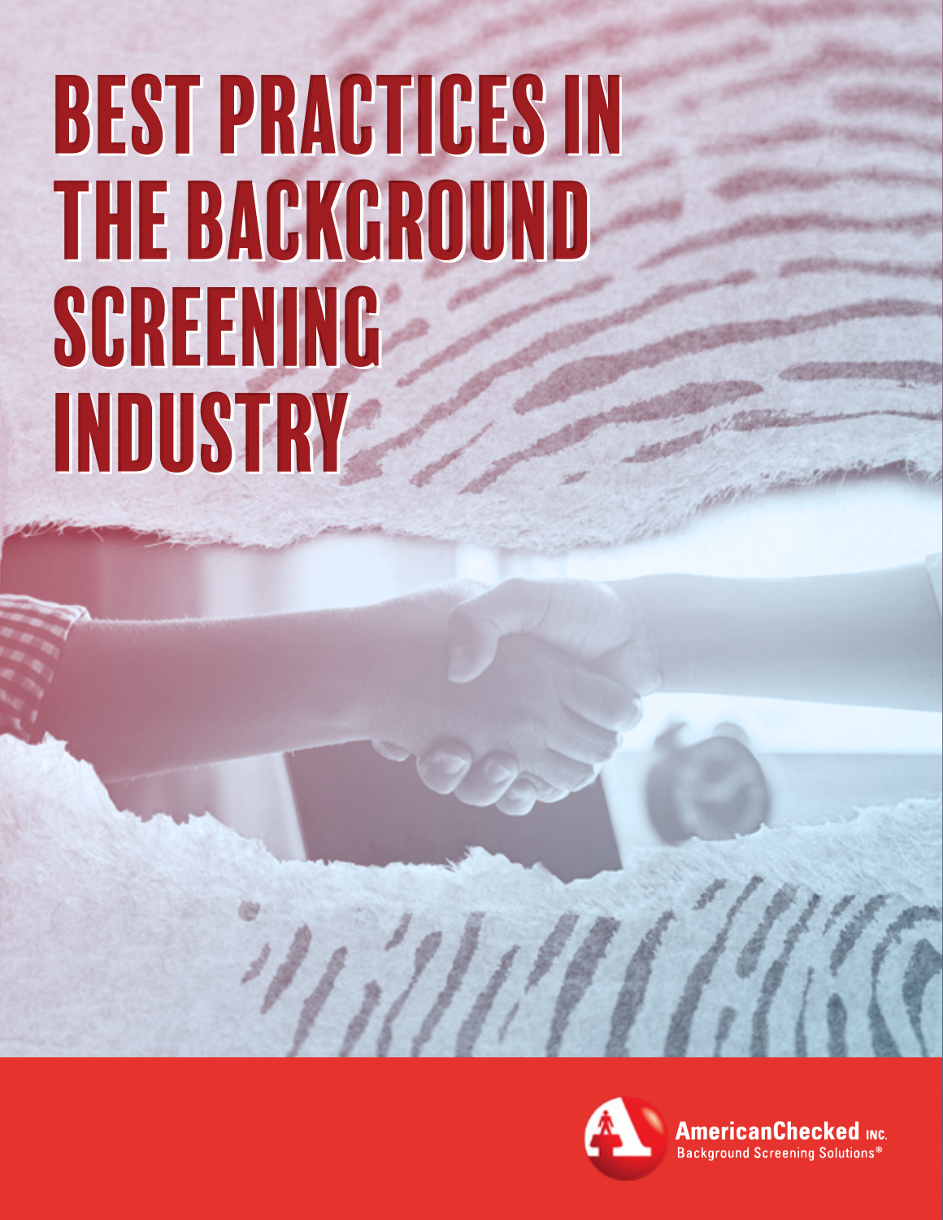# BEST PRACTICES IN THE BACKGROUND SCREENING INDUSTRY

AmericanChecked INC.
Background Screening Solutions®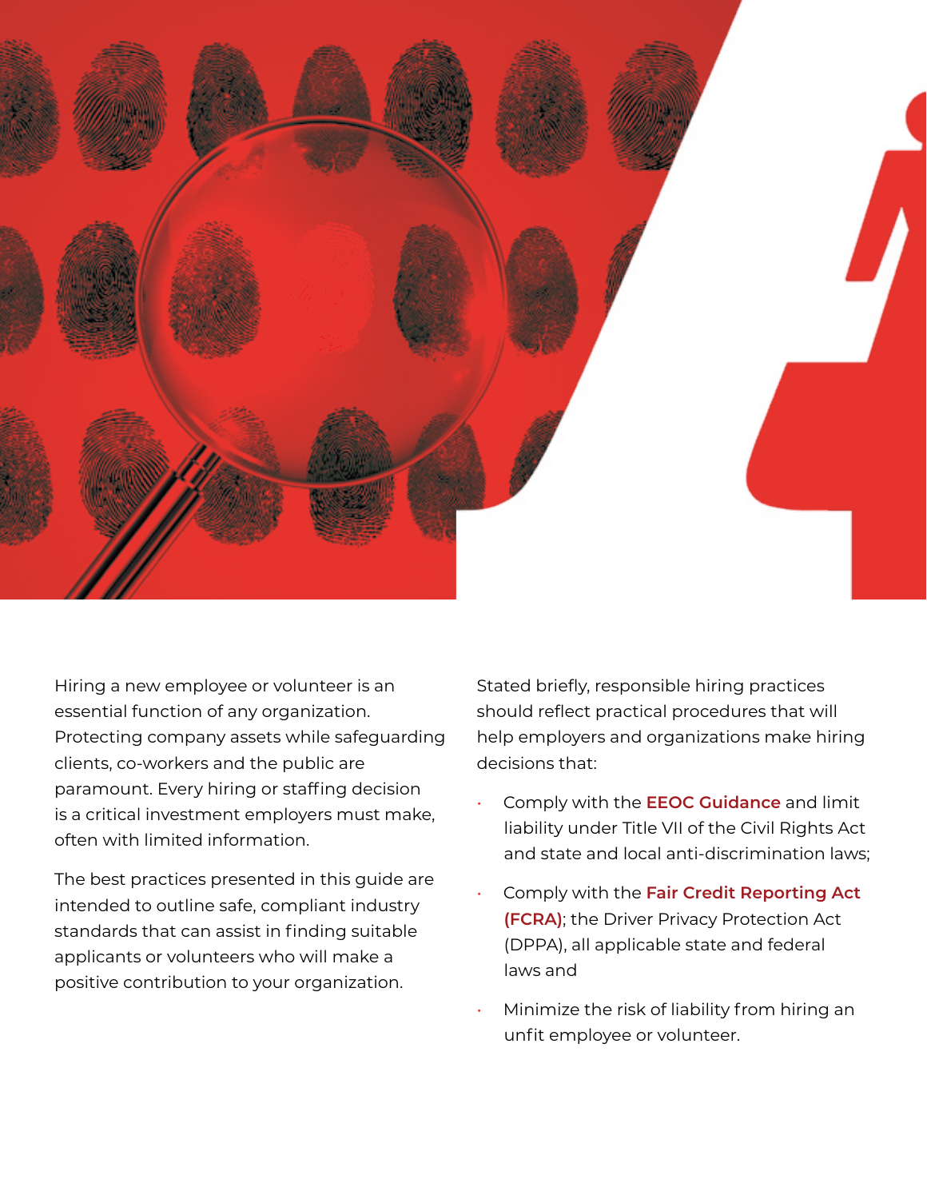Hiring a new employee or volunteer is an essential function of any organization. Protecting company assets while safeguarding clients, co-workers and the public are paramount. Every hiring or staffing decision is a critical investment employers must make, often with limited information.

The best practices presented in this guide are intended to outline safe, compliant industry standards that can assist in finding suitable applicants or volunteers who will make a positive contribution to your organization.

Stated briefly, responsible hiring practices should reflect practical procedures that will help employers and organizations make hiring decisions that:

- Comply with the **EEOC Guidance** and limit liability under Title VII of the Civil Rights Act and state and local anti-discrimination laws;
- Comply with the **Fair Credit Reporting Act (FCRA)**; the Driver Privacy Protection Act (DPPA), all applicable state and federal laws and
- Minimize the risk of liability from hiring an unfit employee or volunteer.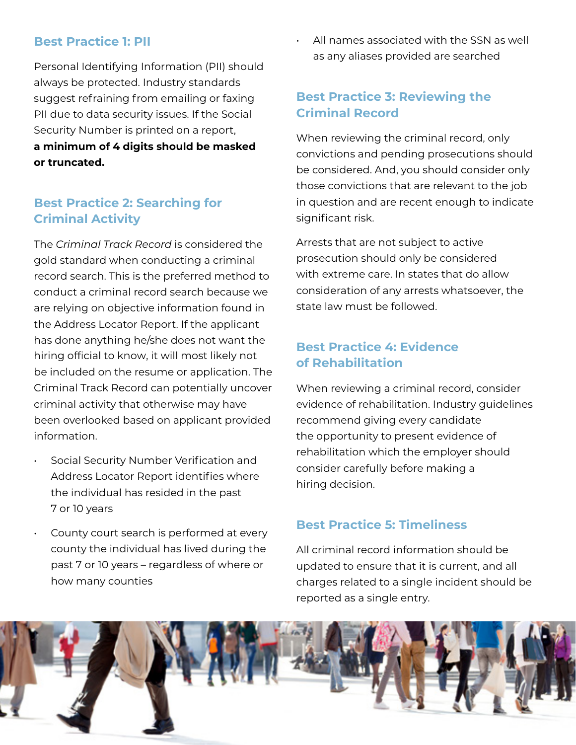## Best Practice 1: PII

Personal Identifying Information (PII) should always be protected. Industry standards suggest refraining from emailing or faxing PII due to data security issues. If the Social Security Number is printed on a report, **a minimum of 4 digits should be masked or truncated.**

## Best Practice 2: Searching for Criminal Activity

The *Criminal Track Record* is considered the gold standard when conducting a criminal record search. This is the preferred method to conduct a criminal record search because we are relying on objective information found in the Address Locator Report. If the applicant has done anything he/she does not want the hiring official to know, it will most likely not be included on the resume or application. The Criminal Track Record can potentially uncover criminal activity that otherwise may have been overlooked based on applicant provided information.

- Social Security Number Verification and Address Locator Report identifies where the individual has resided in the past 7 or 10 years
- County court search is performed at every county the individual has lived during the past 7 or 10 years – regardless of where or how many counties
- All names associated with the SSN as well as any aliases provided are searched

## Best Practice 3: Reviewing the Criminal Record

When reviewing the criminal record, only convictions and pending prosecutions should be considered. And, you should consider only those convictions that are relevant to the job in question and are recent enough to indicate significant risk.

Arrests that are not subject to active prosecution should only be considered with extreme care. In states that do allow consideration of any arrests whatsoever, the state law must be followed.

## Best Practice 4: Evidence of Rehabilitation

When reviewing a criminal record, consider evidence of rehabilitation. Industry guidelines recommend giving every candidate the opportunity to present evidence of rehabilitation which the employer should consider carefully before making a hiring decision.

## Best Practice 5: Timeliness

All criminal record information should be updated to ensure that it is current, and all charges related to a single incident should be reported as a single entry.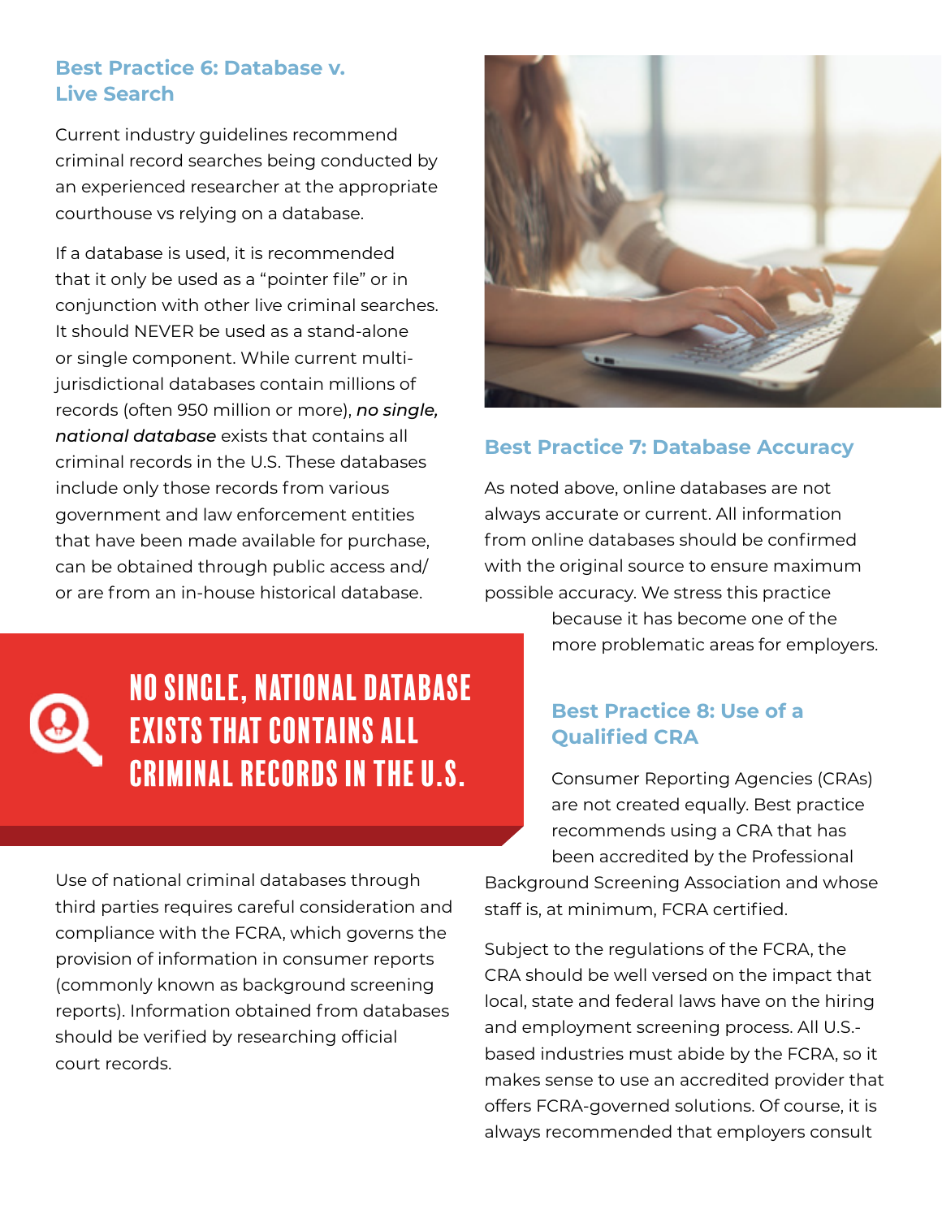## Best Practice 6: Database v. Live Search

Current industry guidelines recommend criminal record searches being conducted by an experienced researcher at the appropriate courthouse vs relying on a database.

If a database is used, it is recommended that it only be used as a "pointer file" or in conjunction with other live criminal searches. It should NEVER be used as a stand-alone or single component. While current multi-jurisdictional databases contain millions of records (often 950 million or more), ***no single, national database*** exists that contains all criminal records in the U.S. These databases include only those records from various government and law enforcement entities that have been made available for purchase, can be obtained through public access and/or are from an in-house historical database.

**NO SINGLE, NATIONAL DATABASE EXISTS THAT CONTAINS ALL CRIMINAL RECORDS IN THE U.S.**

Use of national criminal databases through third parties requires careful consideration and compliance with the FCRA, which governs the provision of information in consumer reports (commonly known as background screening reports). Information obtained from databases should be verified by researching official court records.

## Best Practice 7: Database Accuracy

As noted above, online databases are not always accurate or current. All information from online databases should be confirmed with the original source to ensure maximum possible accuracy. We stress this practice because it has become one of the more problematic areas for employers.

## Best Practice 8: Use of a Qualified CRA

Consumer Reporting Agencies (CRAs) are not created equally. Best practice recommends using a CRA that has been accredited by the Professional Background Screening Association and whose staff is, at minimum, FCRA certified.

Subject to the regulations of the FCRA, the CRA should be well versed on the impact that local, state and federal laws have on the hiring and employment screening process. All U.S.-based industries must abide by the FCRA, so it makes sense to use an accredited provider that offers FCRA-governed solutions. Of course, it is always recommended that employers consult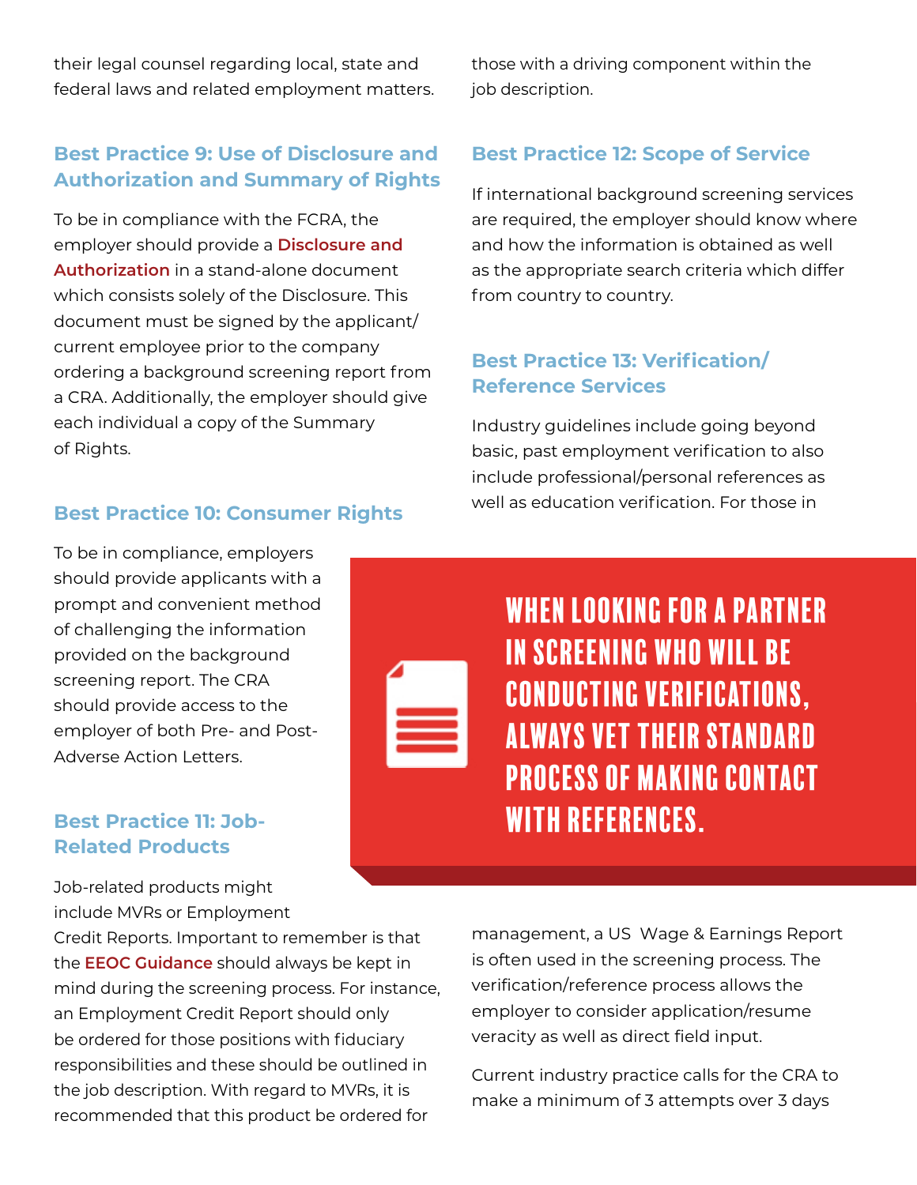their legal counsel regarding local, state and federal laws and related employment matters.

### Best Practice 9: Use of Disclosure and Authorization and Summary of Rights

To be in compliance with the FCRA, the employer should provide a **Disclosure and Authorization** in a stand-alone document which consists solely of the Disclosure. This document must be signed by the applicant/current employee prior to the company ordering a background screening report from a CRA. Additionally, the employer should give each individual a copy of the Summary of Rights.

### Best Practice 10: Consumer Rights

To be in compliance, employers should provide applicants with a prompt and convenient method of challenging the information provided on the background screening report. The CRA should provide access to the employer of both Pre- and Post-Adverse Action Letters.

### Best Practice 11: Job-Related Products

Job-related products might include MVRs or Employment Credit Reports. Important to remember is that the **EEOC Guidance** should always be kept in mind during the screening process. For instance, an Employment Credit Report should only be ordered for those positions with fiduciary responsibilities and these should be outlined in the job description. With regard to MVRs, it is recommended that this product be ordered for those with a driving component within the job description.

### Best Practice 12: Scope of Service

If international background screening services are required, the employer should know where and how the information is obtained as well as the appropriate search criteria which differ from country to country.

### Best Practice 13: Verification/Reference Services

Industry guidelines include going beyond basic, past employment verification to also include professional/personal references as well as education verification. For those in management, a US Wage & Earnings Report is often used in the screening process. The verification/reference process allows the employer to consider application/resume veracity as well as direct field input.

Current industry practice calls for the CRA to make a minimum of 3 attempts over 3 days

**WHEN LOOKING FOR A PARTNER IN SCREENING WHO WILL BE CONDUCTING VERIFICATIONS, ALWAYS VET THEIR STANDARD PROCESS OF MAKING CONTACT WITH REFERENCES.**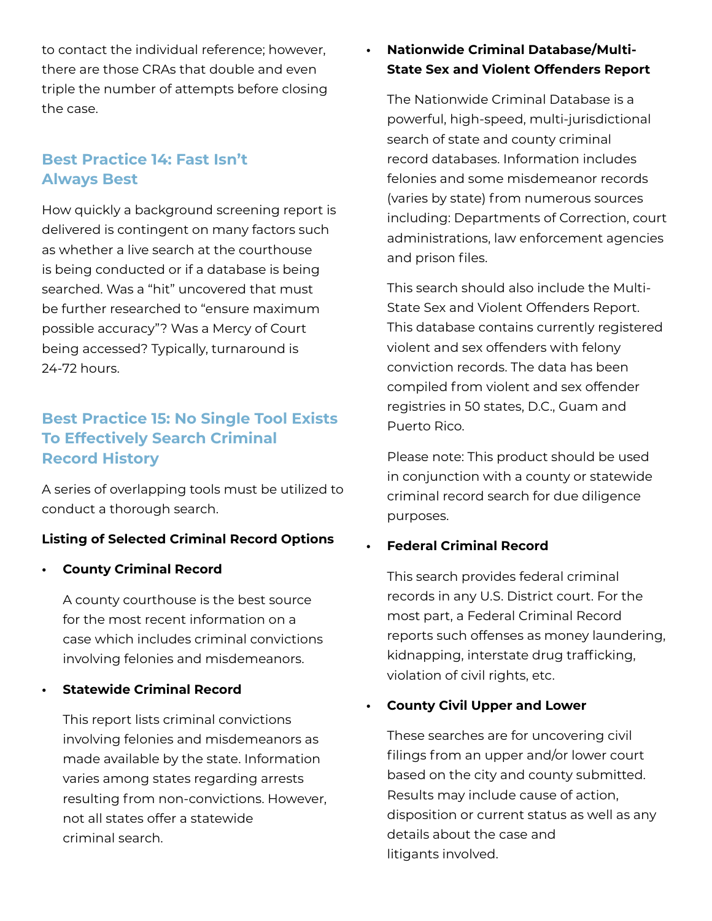to contact the individual reference; however, there are those CRAs that double and even triple the number of attempts before closing the case.

## Best Practice 14: Fast Isn't Always Best

How quickly a background screening report is delivered is contingent on many factors such as whether a live search at the courthouse is being conducted or if a database is being searched. Was a "hit" uncovered that must be further researched to "ensure maximum possible accuracy"? Was a Mercy of Court being accessed? Typically, turnaround is 24-72 hours.

## Best Practice 15: No Single Tool Exists To Effectively Search Criminal Record History

A series of overlapping tools must be utilized to conduct a thorough search.

**Listing of Selected Criminal Record Options**

- **County Criminal Record**

  A county courthouse is the best source for the most recent information on a case which includes criminal convictions involving felonies and misdemeanors.

- **Statewide Criminal Record**

  This report lists criminal convictions involving felonies and misdemeanors as made available by the state. Information varies among states regarding arrests resulting from non-convictions. However, not all states offer a statewide criminal search.

- **Nationwide Criminal Database/Multi-State Sex and Violent Offenders Report**

  The Nationwide Criminal Database is a powerful, high-speed, multi-jurisdictional search of state and county criminal record databases. Information includes felonies and some misdemeanor records (varies by state) from numerous sources including: Departments of Correction, court administrations, law enforcement agencies and prison files.

  This search should also include the Multi-State Sex and Violent Offenders Report. This database contains currently registered violent and sex offenders with felony conviction records. The data has been compiled from violent and sex offender registries in 50 states, D.C., Guam and Puerto Rico.

  Please note: This product should be used in conjunction with a county or statewide criminal record search for due diligence purposes.

- **Federal Criminal Record**

  This search provides federal criminal records in any U.S. District court. For the most part, a Federal Criminal Record reports such offenses as money laundering, kidnapping, interstate drug trafficking, violation of civil rights, etc.

- **County Civil Upper and Lower**

  These searches are for uncovering civil filings from an upper and/or lower court based on the city and county submitted. Results may include cause of action, disposition or current status as well as any details about the case and litigants involved.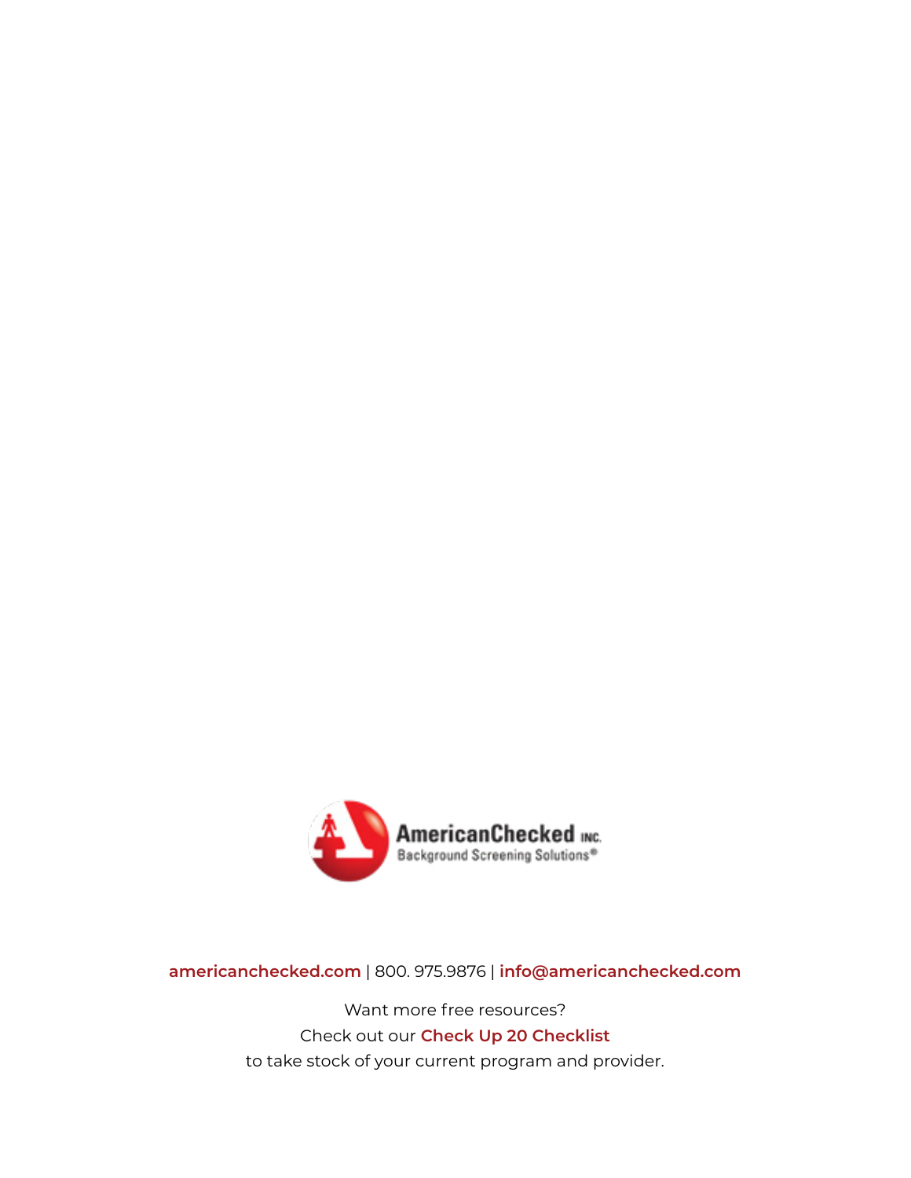AmericanChecked INC.
Background Screening Solutions®

**americanchecked.com** | 800. 975.9876 | **info@americanchecked.com**

Want more free resources?
Check out our **Check Up 20 Checklist**
to take stock of your current program and provider.